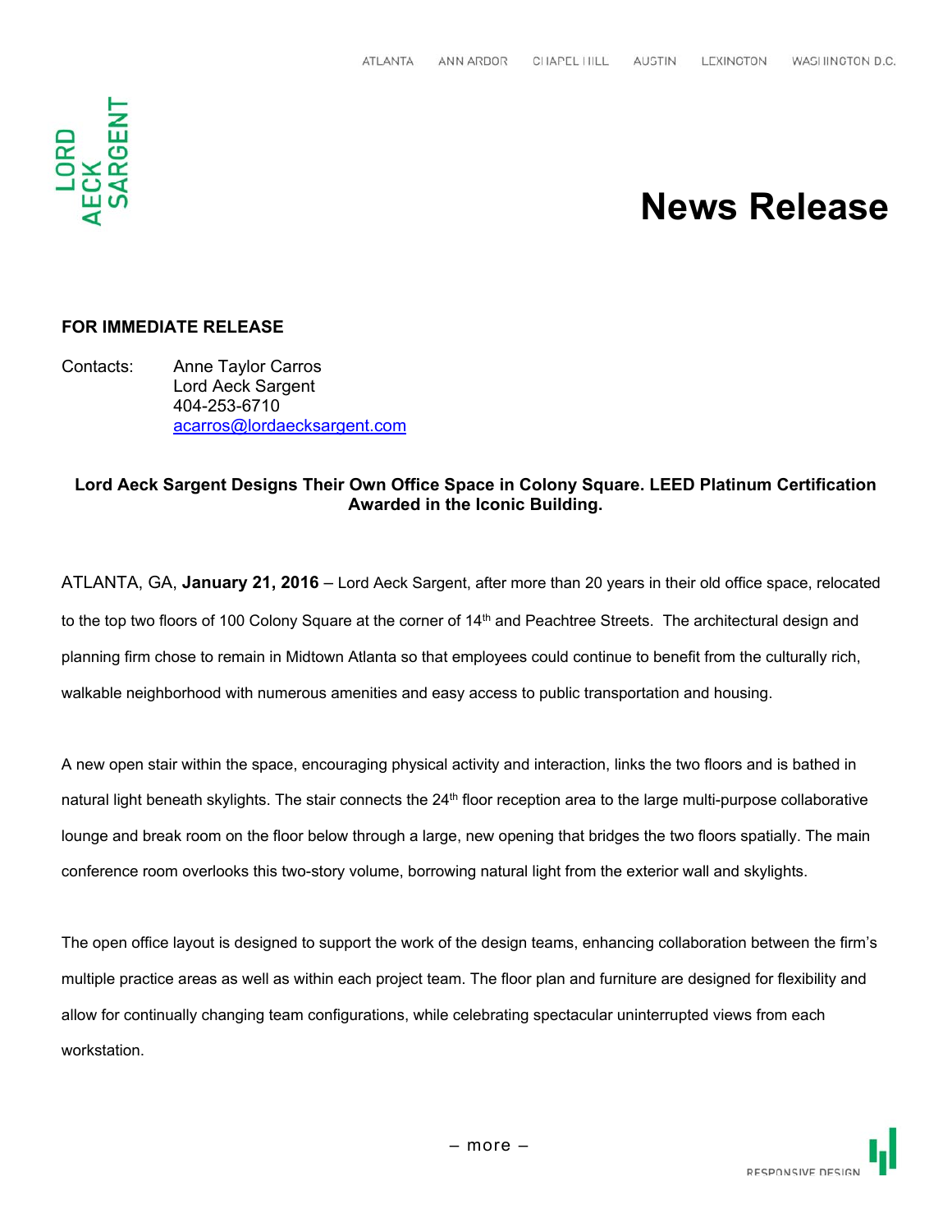ATLANTA ANN ARBOR CHAPEL HILL AUSTIN LEXINGTON WASHINGTON D.C.

LORD AECK SARGENT

# News Release

**FOR IMMEDIATE RELEASE**

Contacts: Anne Taylor Carros
Lord Aeck Sargent
404-253-6710
acarros@lordaecksargent.com

**Lord Aeck Sargent Designs Their Own Office Space in Colony Square. LEED Platinum Certification Awarded in the Iconic Building.**

ATLANTA, GA, **January 21, 2016** – Lord Aeck Sargent, after more than 20 years in their old office space, relocated to the top two floors of 100 Colony Square at the corner of 14th and Peachtree Streets. The architectural design and planning firm chose to remain in Midtown Atlanta so that employees could continue to benefit from the culturally rich, walkable neighborhood with numerous amenities and easy access to public transportation and housing.

A new open stair within the space, encouraging physical activity and interaction, links the two floors and is bathed in natural light beneath skylights. The stair connects the 24th floor reception area to the large multi-purpose collaborative lounge and break room on the floor below through a large, new opening that bridges the two floors spatially. The main conference room overlooks this two-story volume, borrowing natural light from the exterior wall and skylights.

The open office layout is designed to support the work of the design teams, enhancing collaboration between the firm's multiple practice areas as well as within each project team. The floor plan and furniture are designed for flexibility and allow for continually changing team configurations, while celebrating spectacular uninterrupted views from each workstation.

– more –

RESPONSIVE DESIGN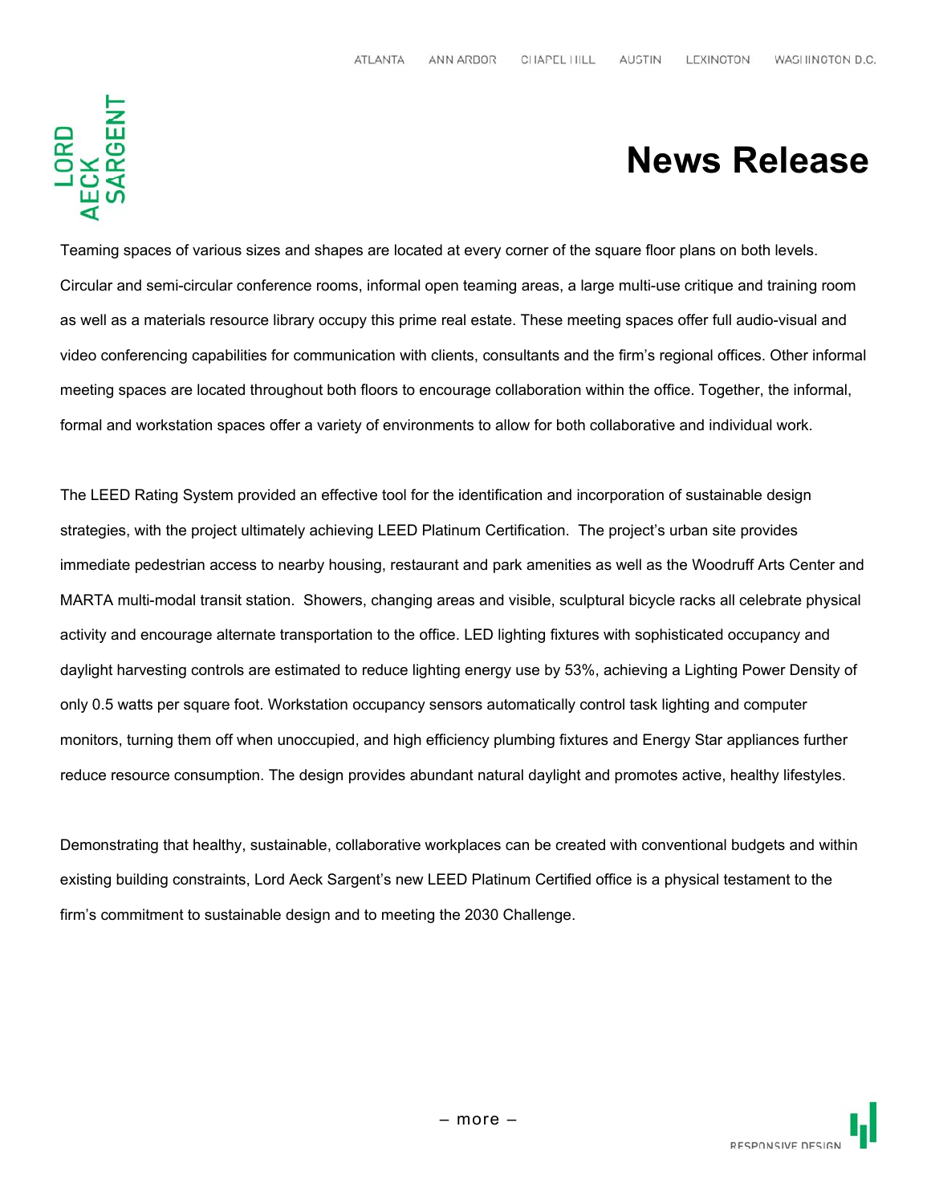Teaming spaces of various sizes and shapes are located at every corner of the square floor plans on both levels. Circular and semi-circular conference rooms, informal open teaming areas, a large multi-use critique and training room as well as a materials resource library occupy this prime real estate. These meeting spaces offer full audio-visual and video conferencing capabilities for communication with clients, consultants and the firm's regional offices. Other informal meeting spaces are located throughout both floors to encourage collaboration within the office. Together, the informal, formal and workstation spaces offer a variety of environments to allow for both collaborative and individual work.

The LEED Rating System provided an effective tool for the identification and incorporation of sustainable design strategies, with the project ultimately achieving LEED Platinum Certification. The project's urban site provides immediate pedestrian access to nearby housing, restaurant and park amenities as well as the Woodruff Arts Center and MARTA multi-modal transit station. Showers, changing areas and visible, sculptural bicycle racks all celebrate physical activity and encourage alternate transportation to the office. LED lighting fixtures with sophisticated occupancy and daylight harvesting controls are estimated to reduce lighting energy use by 53%, achieving a Lighting Power Density of only 0.5 watts per square foot. Workstation occupancy sensors automatically control task lighting and computer monitors, turning them off when unoccupied, and high efficiency plumbing fixtures and Energy Star appliances further reduce resource consumption. The design provides abundant natural daylight and promotes active, healthy lifestyles.

Demonstrating that healthy, sustainable, collaborative workplaces can be created with conventional budgets and within existing building constraints, Lord Aeck Sargent's new LEED Platinum Certified office is a physical testament to the firm's commitment to sustainable design and to meeting the 2030 Challenge.

– more –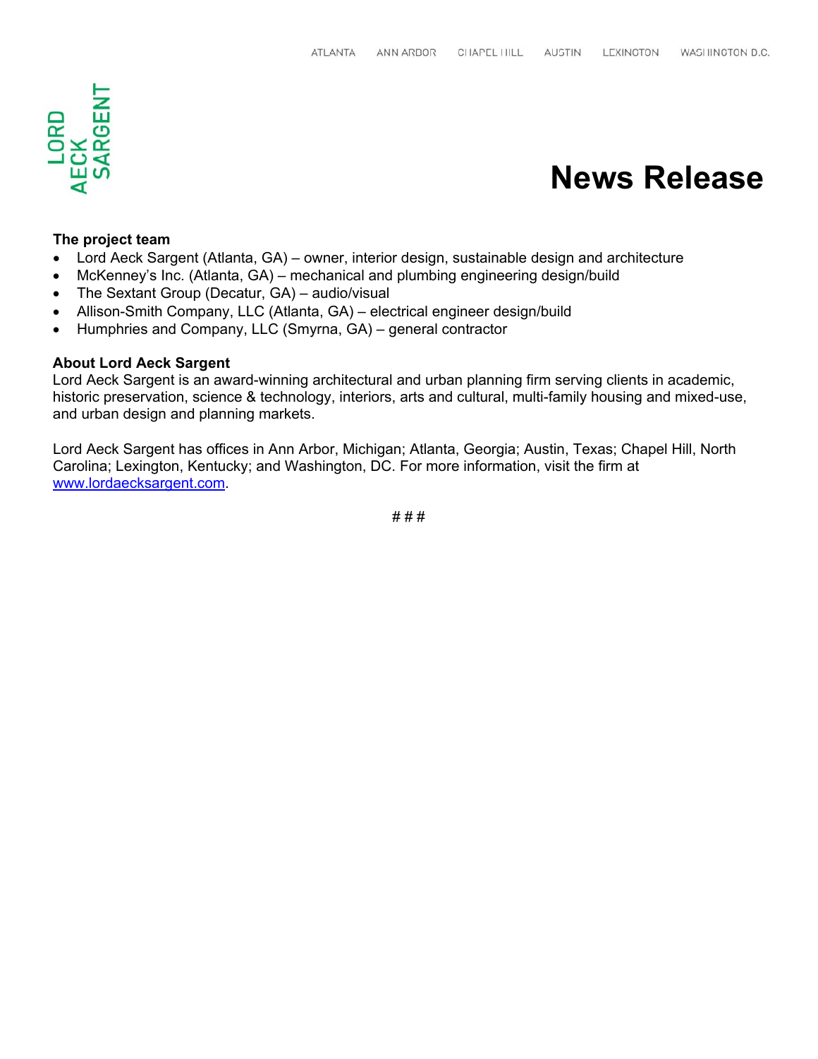**The project team**

- Lord Aeck Sargent (Atlanta, GA) – owner, interior design, sustainable design and architecture
- McKenney's Inc. (Atlanta, GA) – mechanical and plumbing engineering design/build
- The Sextant Group (Decatur, GA) – audio/visual
- Allison-Smith Company, LLC (Atlanta, GA) – electrical engineer design/build
- Humphries and Company, LLC (Smyrna, GA) – general contractor

**About Lord Aeck Sargent**

Lord Aeck Sargent is an award-winning architectural and urban planning firm serving clients in academic, historic preservation, science & technology, interiors, arts and cultural, multi-family housing and mixed-use, and urban design and planning markets.

Lord Aeck Sargent has offices in Ann Arbor, Michigan; Atlanta, Georgia; Austin, Texas; Chapel Hill, North Carolina; Lexington, Kentucky; and Washington, DC. For more information, visit the firm at www.lordaecksargent.com.

# # #